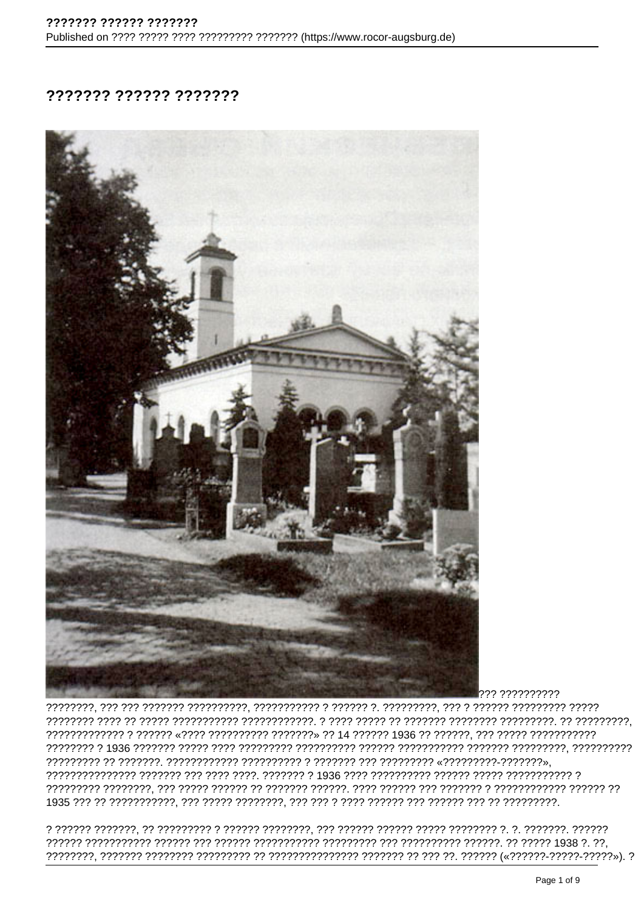# ??????? ?????? ???????

??? ??????????

????????, ??? ??? ??????? ??????????, ??????????? ? ?????? ?. ?????????, ??? ? ?????? ????????? ????? ???????? ???? ?? ????? ??????????? ????????????. ? ???? ????? ?? ??????? ???????? ?????????. ?? ?????????, ????????????? ? ?????? «???? ?????????? ???????» ?? 14 ?????? 1936 ?? ??????, ??? ????? ??????????? ???????? ? 1936 ??????? ????? ???? ????????? ?????????? ?????? ??????????? ??????? ?????????, ?????????? ????????? ?? ???????. ???????????? ?????????? ? ??????? ??? ????????? «?????????-???????», ??????????????? ??????? ??? ???? ????. ??????? ? 1936 ???? ?????????? ?????? ????? ??????????? ? ????????? ????????, ??? ????? ?????? ?? ??????? ??????. ???? ?????? ??? ??????? ? ???????????? ?????? ?? 1935 ??? ?? ???????????, ??? ????? ????????, ??? ??? ? ???? ?????? ??? ?????? ??? ?? ?????????.

? ?????? ???????, ?? ????????? ? ?????? ????????, ??? ?????? ?????? ????? ???????? ?. ?. ???????. ?????? ?????? ??????????? ?????? ??? ?????? ??????????? ????????? ??? ?????????? ??????. ?? ????? 1938 ?. ??, ????????, ??????? ???????? ????????? ?? ??????????????? ??????? ?? ??? ??. ?????? («??????-?????-?????»). ?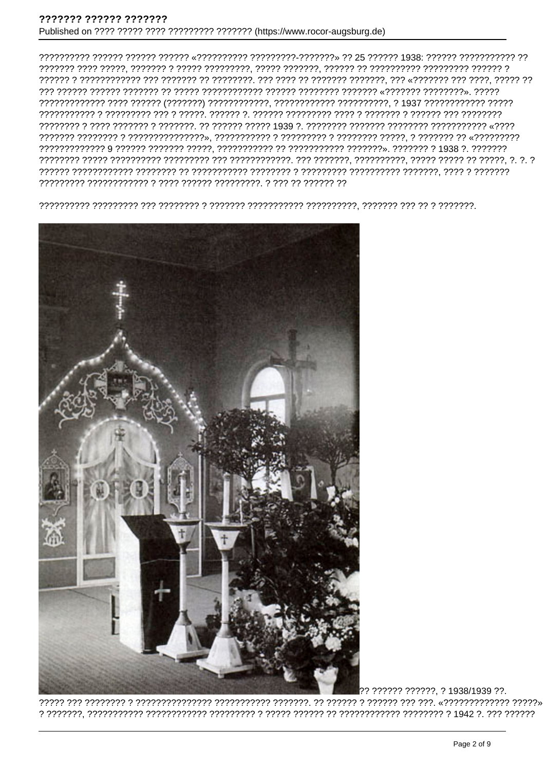?????????? ?????? ?????? ?????? «?????????? ?????????-???????» ?? 25 ?????? 1938: ?????? ??????????? ?? ??????? ???? ?????, ??????? ? ????? ?????????, ????? ???????, ?????? ?? ?????????? ????????? ?????? ? ?????? ? ???????????? ??? ??????? ?? ????????. ??? ???? ?? ??????? ???????, ??? «??????? ??? ????, ????? ?? ??? ?????? ?????? ??????? ?? ????? ???????????? ?????? ???????? ??????? «??????? ????????». ????? ????????????? ???? ?????? (???????) ????????????, ???????????? ??????????, ? 1937 ???????????? ????? ??????????? ? ????????? ??? ? ?????. ?????? ?. ?????? ????????? ???? ? ??????? ? ?????? ??? ???????? ???????? ? ???? ??????? ? ???????. ?? ?????? ????? 1939 ?. ???????? ??????? ???????? ??????????? «???? ??????? ???????? ? ???????????????», ??????????? ? ????????? ? ???????? ?????, ? ??????? ?? «????????? ????????????? 9 ?????? ??????? ?????, ??????????? ?? ??????????? ???????». ??????? ? 1938 ?. ??????? ???????? ????? ?????????? ????????? ??? ?????????????. ??? ???????, ??????????, ????? ????? ?? ?????, ?. ?. ? ?????? ???????????? ???????? ?? ??????????? ???????? ? ????????? ?????????? ???????, ???? ? ??????? ????????? ???????????? ? ???? ?????? ?????????. ? ??? ?? ?????? ??

?????????? ????????? ??? ???????? ? ??????? ??????????? ??????????, ??????? ??? ?? ? ???????.

?? ?????? ??????, ? 1938/1939 ??.

????? ??? ???????? ? ??????????????? ??????????? ???????. ?? ?????? ? ?????? ??? ???. «????????????? ?????» ? ???????, ??????????? ??????????? ????????? ? ????? ?????? ?? ??????????? ???????? ? 1942 ?. ??? ??????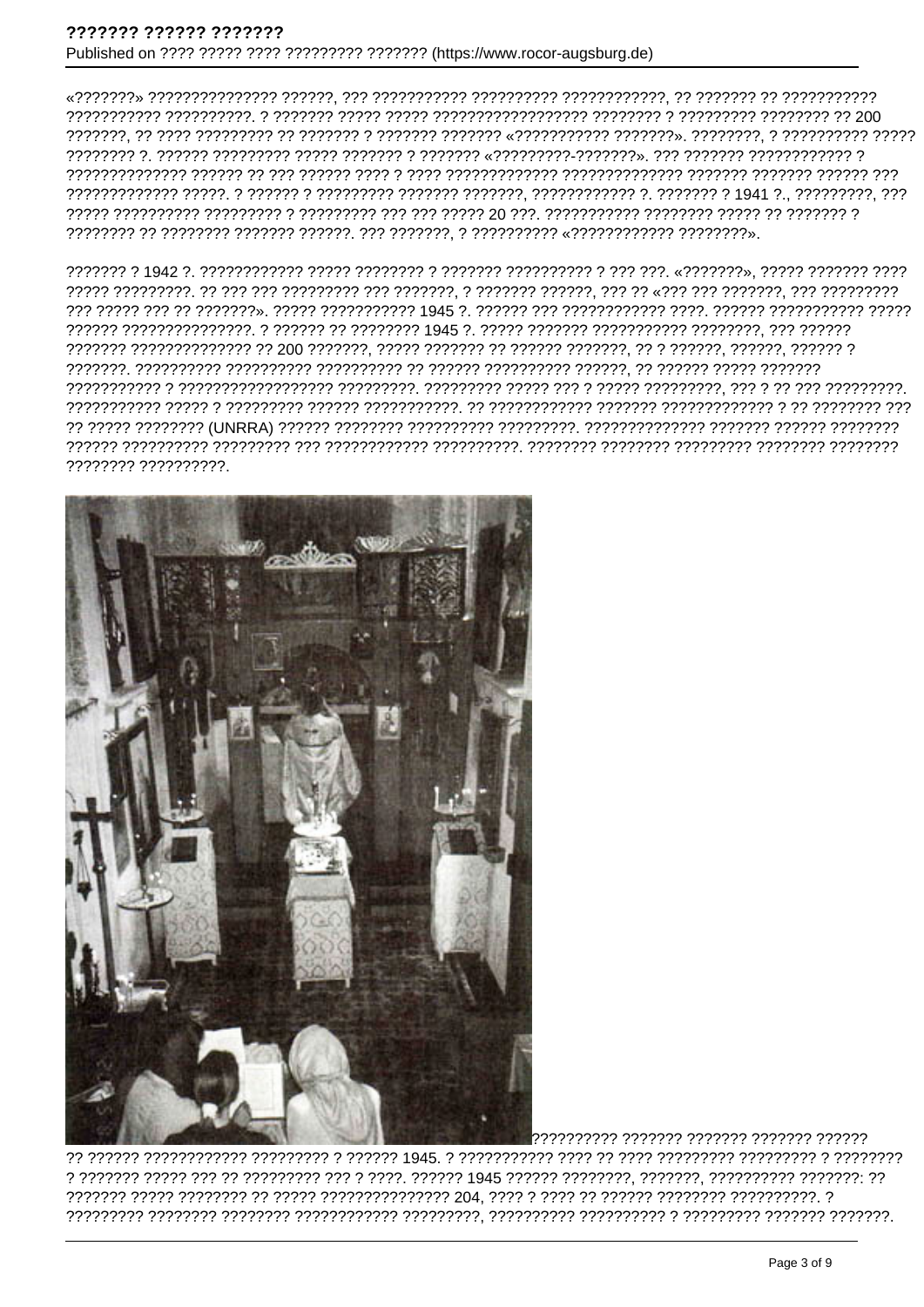«???????» ??????????????? ??????, ??? ??????????? ?????????? ????????????, ?? ??????? ?? ??????????? ??????????? ??????????. ? ??????? ????? ????? ????????????????? ???????? ? ????????? ???????? ?? 200 ???????, ?? ???? ????????? ?? ??????? ? ??????? ??????? «??????????? ???????». ????????, ? ?????????? ????? ???????? ?. ?????? ????????? ????? ??????? ? ??????? «?????????-???????». ??? ??????? ???????????? ? ?????????????? ?????? ?? ??? ?????? ???? ? ???? ????????????? ?????????????? ??????? ??????? ?????? ??? ????????????? ?????. ? ?????? ? ????????? ??????? ???????, ???????????? ?. ??????? ? 1941 ?., ?????????, ??? ????? ?????????? ????????? ? ????????? ??? ??? ????? 20 ???. ??????????? ???????? ????? ?? ??????? ? ???????? ?? ???????? ??????? ??????. ??? ???????, ? ?????????? «???????????? ????????».

??????? ? 1942 ?. ???????????? ????? ???????? ? ??????? ?????????? ? ??? ???. «???????», ????? ??????? ???? ????? ?????????. ?? ??? ??? ????????? ??? ???????, ? ??????? ??????, ??? ?? «??? ??? ???????, ??? ????????? ??? ????? ??? ?? ???????». ????? ??????????? 1945 ?. ?????? ??? ???????????? ????. ?????? ??????????? ????? ?????? ???????????????. ? ?????? ?? ???????? 1945 ?. ????? ??????? ??????????? ????????, ??? ?????? ??????? ?????????????? ?? 200 ???????, ????? ??????? ?? ?????? ???????, ?? ? ??????, ??????, ?????? ? ???????. ?????????? ?????????? ?????????? ?? ?????? ?????????? ??????, ?? ?????? ????? ??????? ??????????? ? ?????????????????? ?????????. ????????? ????? ??? ? ????? ?????????, ??? ? ?? ??? ?????????. ??????????? ????? ? ????????? ?????? ???????????. ?? ???????????? ??????? ????????????? ? ?? ???????? ??? ?? ????? ???????? (UNRRA) ?????? ???????? ?????????? ?????????. ?????????????? ??????? ?????? ???????? ?????? ?????????? ????????? ??? ???????????? ??????????. ???????? ???????? ????????? ???????? ???????? ???????? ??????????.

?????????? ??????? ??????? ??????? ?????? ?? ?????? ???????????? ????????? ? ?????? 1945. ? ?????????? ???? ?? ???? ????????? ????????? ? ???????? ? ??????? ????? ??? ?? ????????? ??? ? ????. ?????? 1945 ?????? ????????, ???????, ?????????? ???????: ?? ??????? ????? ???????? ?? ????? ??????????????? 204, ???? ? ???? ?? ?????? ???????? ??????????. ? ????????? ???????? ???????? ???????????? ?????????, ?????????? ?????????? ? ????????? ??????? ???????.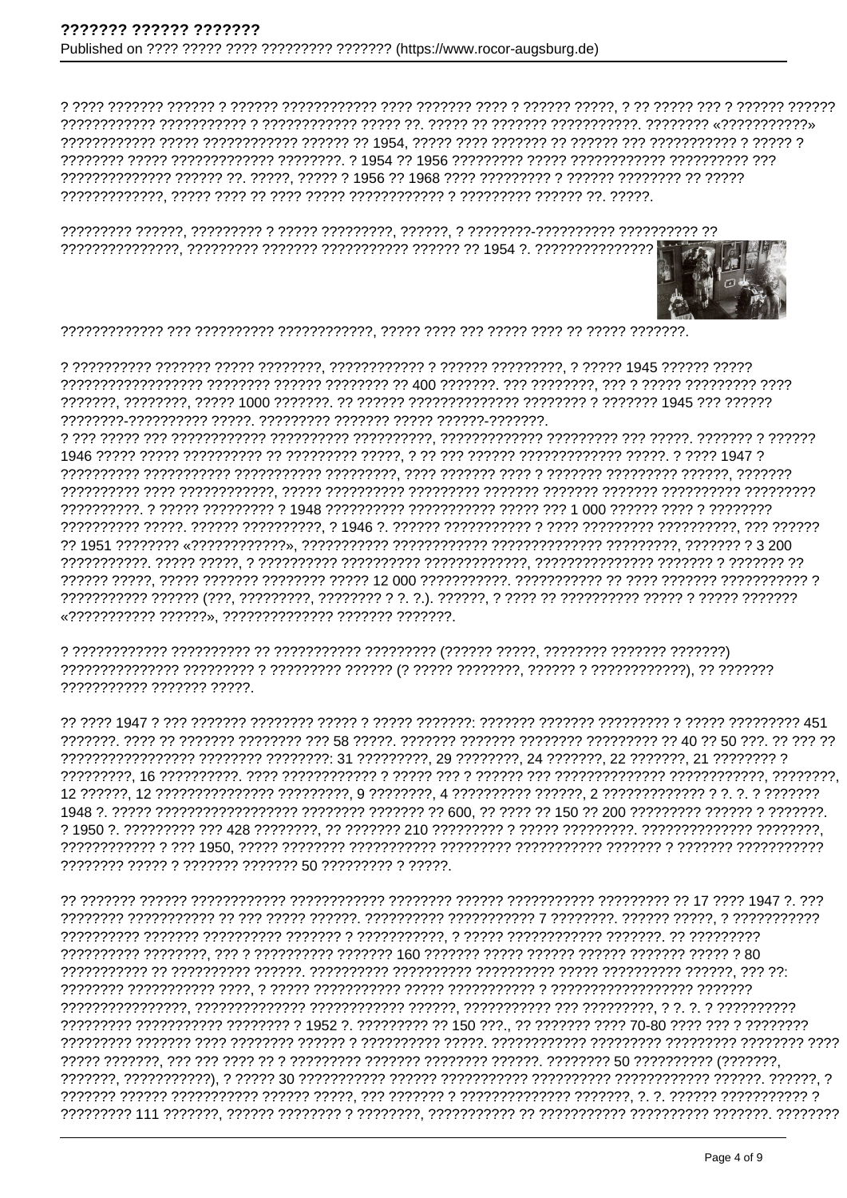? ???? ??????? ?????? ? ?????? ???????????? ???? ??????? ???? ? ?????? ?????, ? ?? ????? ??? ? ?????? ?????? ???????????? ??????????? ? ???????????? ????? ??. ????? ?? ??????? ???????????. ???????? «???????????» ???????????? ????? ???????????? ?????? ?? 1954, ????? ???? ??????? ?? ?????? ??? ??????????? ? ????? ? ???????? ????? ????????????? ????????. ? 1954 ?? 1956 ????????? ????? ???????????? ?????????? ??? ?????????????? ?????? ??. ?????, ????? ? 1956 ?? 1968 ???? ????????? ? ?????? ???????? ?? ????? ?????????????, ????? ???? ?? ???? ????? ???????????? ? ????????? ?????? ??. ?????.

????????? ??????, ????????? ? ????? ?????????, ??????, ? ????????-?????????? ?????????? ?? ???????????????, ????????? ??????? ??????????? ?????? ?? 1954 ?. ???????????????

????????????? ??? ?????????? ????????????, ????? ???? ??? ????? ???? ?? ????? ???????.

? ?????????? ??????? ????? ????????, ???????????? ? ?????? ?????????, ? ????? 1945 ?????? ????? ?????????????????? ???????? ?????? ???????? ?? 400 ???????. ??? ????????, ??? ? ????? ????????? ???? ???????, ????????, ????? 1000 ???????. ?? ?????? ?????????????? ???????? ? ??????? 1945 ??? ?????? ????????-?????????? ?????. ????????? ??????? ????? ??????-???????.

? ??? ????? ??? ???????????? ?????????? ??????????, ????????????? ????????? ??? ?????. ??????? ? ?????? 1946 ????? ????? ?????????? ?? ????????? ?????, ? ?? ??? ?????? ????????????? ?????. ? ???? 1947 ? ????????? ?????????? ??????????? ?????????, ???? ??????? ???? ? ??????? ????????? ??????, ??????? ?????????? ???? ????????????, ????? ?????????? ????????? ??????? ??????? ??????? ?????????? ????????? ??????????. ? ????? ????????? ? 1948 ?????????? ??????????? ????? ??? 1 000 ?????? ???? ? ???????? ?????????? ?????. ?????? ??????????, ? 1946 ?. ?????? ??????????? ? ???? ????????? ??????????, ??? ?????? ?? 1951 ???????? «????????????», ??????????? ??????????? ?????????????? ?????????, ??????? ? 3 200 ???????????. ????? ?????, ? ?????????? ?????????? ??????????????, ??????????????? ??????? ? ??????? ?? ?????? ?????, ????? ??????? ???????? ????? 12 000 ???????????. ??????????? ?? ???? ??????? ??????????? ? ??????????? ?????? (???, ?????????, ???????? ? ?. ?.). ??????, ? ???? ?? ?????????? ????? ? ????? ??????? «??????????? ??????», ?????????????? ??????? ???????.

? ???????????? ?????????? ?? ??????????? ????????? (?????? ?????, ???????? ??????? ???????) ??????????????? ????????? ? ????????? ?????? (? ????? ????????, ?????? ? ????????????), ?? ??????? ??????????? ??????? ?????.

?? ???? 1947 ? ??? ??????? ???????? ????? ? ????? ???????: ??????? ??????? ????????? ? ????? ????????? 451 ???????. ???? ?? ??????? ???????? ??? 58 ?????. ??????? ??????? ???????? ????????? ?? 40 ?? 50 ???. ?? ??? ?? ????????????????? ???????? ????????: 31 ?????????, 29 ????????, 24 ???????, 22 ???????, 21 ???????? ? ?????????, 16 ??????????. ???? ???????????? ? ????? ??? ? ?????? ??? ?????????????? ????????????, ????????, 12 ??????, 12 ??????????????? ?????????, 9 ????????, 4 ?????????? ??????, 2 ????????????? ? ?. ?. ? ??????? 1948 ?. ????? ?????????????????? ???????? ??????? ?? 600, ?? ???? ?? 150 ?? 200 ????????? ?????? ? ???????. ? 1950 ?. ????????? ??? 428 ????????, ?? ??????? 210 ????????? ? ????? ?????????. ?????????????? ????????, ???????????? ? ??? 1950, ????? ???????? ??????????? ????????? ??????????? ??????? ? ??????? ??????????? ???????? ????? ? ??????? ??????? 50 ????????? ? ?????.

?? ??????? ?????? ???????????? ???????????? ???????? ?????? ??????????? ????????? ?? 17 ???? 1947 ?. ??? ???????? ?????????? ?? ??? ????? ??????. ?????????? ??????????? 7 ????????. ?????? ?????, ? ??????????? ?????????? ??????? ?????????? ??????? ? ???????????, ? ????? ???????????? ???????. ?? ????????? ?????????? ????????, ??? ? ?????????? ??????? 160 ??????? ????? ?????? ?????? ??????? ????? ? 80 ??????????? ?? ?????????? ??????. ?????????? ?????????? ?????????? ????? ?????????? ??????, ??? ??: ???????? ??????????? ????, ? ????? ??????????? ????? ??????????? ? ?????????????????? ??????? ????????????????, ?????????????? ???????????? ??????, ??????????? ??? ?????????, ? ?. ?. ? ?????????? ????????? ??????????? ???????? ? 1952 ?. ????????? ?? 150 ???., ?? ??????? ???? 70-80 ???? ??? ? ???????? ????????? ??????? ???? ???????? ?????? ? ?????????? ?????. ???????????? ????????? ????????? ???????? ???? ????? ???????, ??? ??? ???? ?? ? ????????? ??????? ???????? ??????. ???????? 50 ?????????? (???????, ???????, ???????????), ? ????? 30 ??????????? ?????? ?????????? ?????????? ???????????? ??????. ??????, ? ??????? ?????? ??????????? ?????? ?????, ??? ??????? ? ?????????????? ???????, ?. ?. ?????? ??????????? ? ????????? 111 ???????, ?????? ???????? ? ????????, ??????????? ?? ??????????? ?????????? ???????. ????????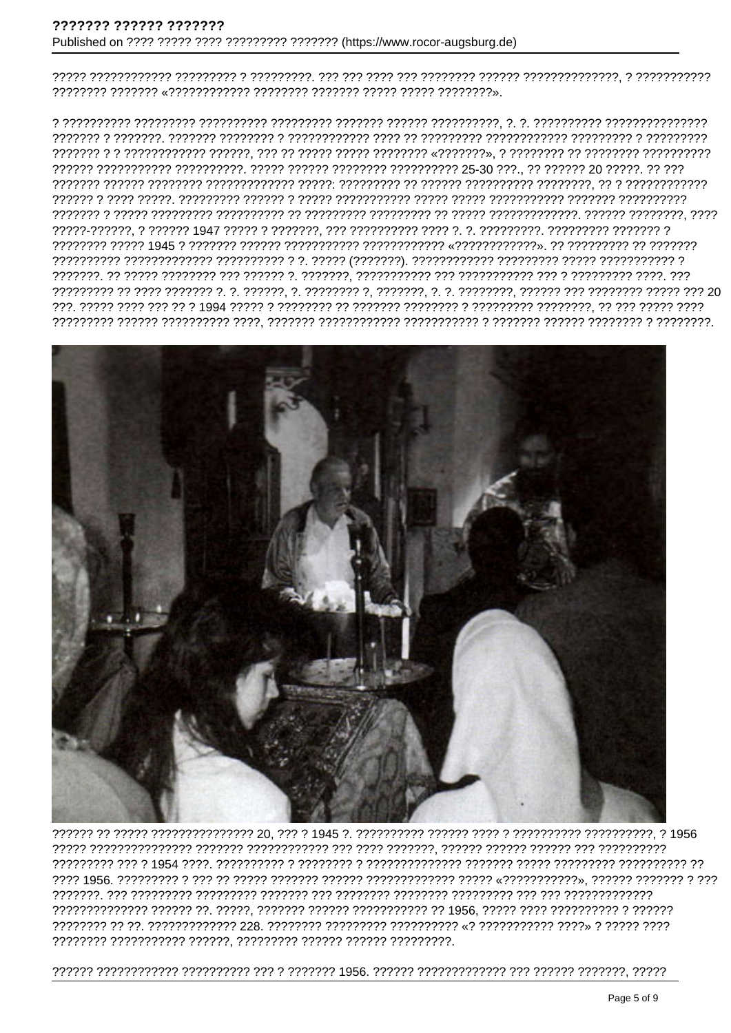????? ???????????? ????????? ? ?????????. ??? ??? ???? ??? ???????? ?????? ??????????????, ? ??????????? ???????? ??????? «???????????? ???????? ??????? ????? ????? ????????».

? ?????????? ????????? ?????????? ????????? ??????? ?????? ??????????, ?. ?. ?????????? ??????????????? ??????? ? ???????. ??????? ???????? ? ???????????? ???? ?? ????????? ???????????? ????????? ? ????????? ??????? ? ? ???????????? ??????, ??? ?? ????? ????? ???????? «???????», ? ???????? ?? ???????? ?????????? ?????? ??????????? ??????????. ????? ?????? ???????? ?????????? 25-30 ???., ?? ?????? 20 ?????. ?? ??? ??????? ?????? ???????? ????????????? ?????: ????????? ?? ?????? ?????????? ????????, ?? ? ???????????? ?????? ? ???? ?????. ????????? ?????? ? ????? ??????????? ????? ????? ??????????? ??????? ?????????? ??????? ? ????? ????????? ?????????? ?? ????????? ????????? ?? ????? ?????????????. ?????? ????????, ???? ?????-??????, ? ?????? 1947 ????? ? ???????, ??? ?????????? ???? ?. ?. ?????????. ????????? ??????? ? ???????? ????? 1945 ? ??????? ?????? ??????????? ???????????? «????????????». ?? ????????? ?? ??????? ?????????? ????????????? ?????????? ? ?. ????? (???????). ???????????? ????????? ????? ??????????? ? ???????. ?? ????? ???????? ??? ?????? ?. ???????, ??????????? ??? ??????????? ??? ? ????????? ????. ??? ????????? ?? ???? ??????? ?. ?. ??????, ?. ???????? ?, ???????, ?. ?. ????????, ?????? ??? ???????? ????? ??? 20 ???. ????? ???? ??? ?? ? 1994 ????? ? ???????? ?? ??????? ???????? ? ????????? ????????, ?? ??? ????? ???? ????????? ?????? ?????????? ????, ??????? ???????????? ??????????? ? ??????? ?????? ???????? ? ????????.

?????? ?? ????? ??????????????? 20, ??? ? 1945 ?. ?????????? ?????? ???? ? ?????????? ??????????, ? 1956 ????? ??????????????? ??????? ???????????? ??? ???? ???????, ?????? ?????? ?????? ??? ?????????? ????????? ??? ? 1954 ????. ?????????? ? ???????? ? ????????????? ??????? ????? ????????? ????????? ?? ???? 1956. ????????? ? ??? ?? ????? ??????? ?????? ????????????? ????? «???????????», ?????? ??????? ? ??? ???????. ??? ????????? ????????? ??????? ??? ???????? ???????? ????????? ??? ??? ????????????? ?????????????? ?????? ??. ?????, ??????? ?????? ??????????? ?? 1956, ????? ???? ?????????? ? ?????? ???????? ?? ??. ????????????? 228. ???????? ????????? ?????????? «? ??????????? ????» ? ????? ???? ???????? ??????????? ??????, ????????? ?????? ?????? ?????????.

?????? ???????????? ?????????? ??? ? ??????? 1956. ?????? ????????????? ??? ?????? ???????, ?????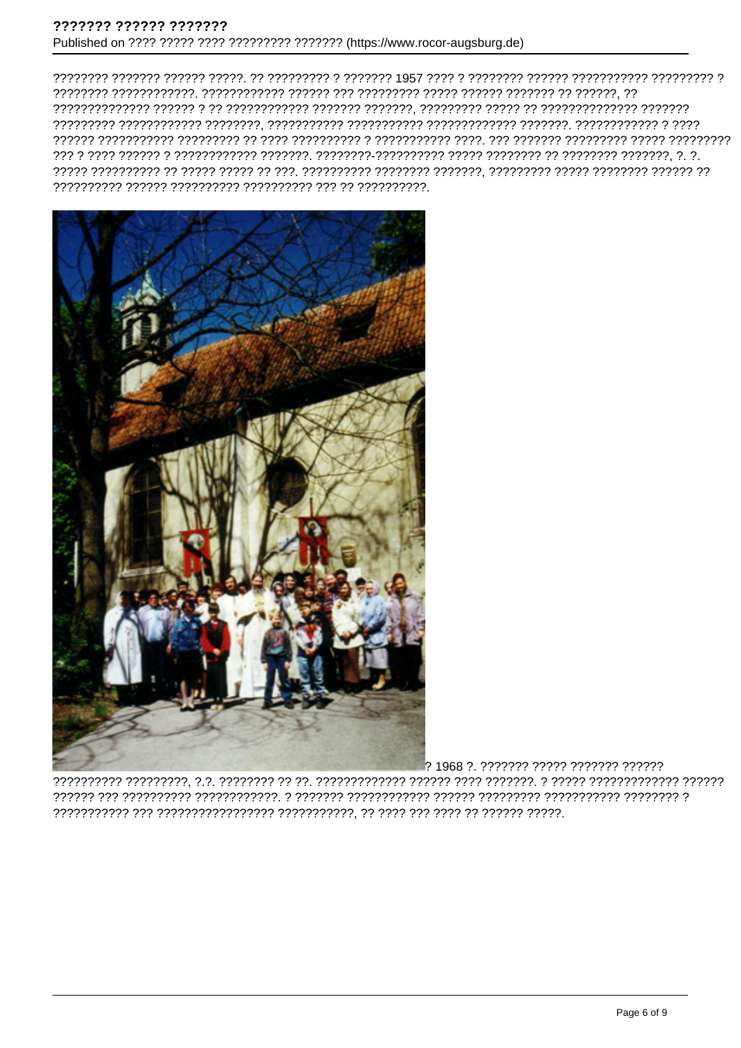???????? ??????? ?????? ?????. ?? ????????? ? ??????? 1957 ???? ? ???????? ?????? ??????????? ????????? ? ???????? ????????????. ???????????? ?????? ??? ????????? ????? ?????? ??????? ?? ??????, ?? ?????????????? ?????? ? ?? ???????????? ??????? ???????, ????????? ????? ?? ?????????????? ??????? ????????? ???????????? ????????, ??????????? ??????????? ????????????? ???????. ???????????? ? ???? ?????? ??????????? ????????? ?? ???? ?????????? ? ??????????? ????. ??? ??????? ????????? ????? ????????? ??? ? ???? ?????? ? ???????????? ???????. ????????-?????????? ????? ???????? ?? ???????? ???????, ?. ?. ????? ?????????? ?? ????? ????? ?? ???. ?????????? ???????? ???????, ????????? ????? ???????? ?????? ?? ?????????? ?????? ?????????? ?????????? ??? ?? ??????????.

? 1968 ?. ??????? ????? ??????? ??????

?????????? ?????????, ?.?. ???????? ?? ??. ????????????? ?????? ???? ???????. ? ????? ????????????? ?????? ?????? ??? ?????????? ????????????. ? ??????? ??????????? ?????? ????????? ??????????? ???????? ? ??????????? ??? ???????????????? ???????????, ?? ???? ??? ???? ?? ?????? ?????.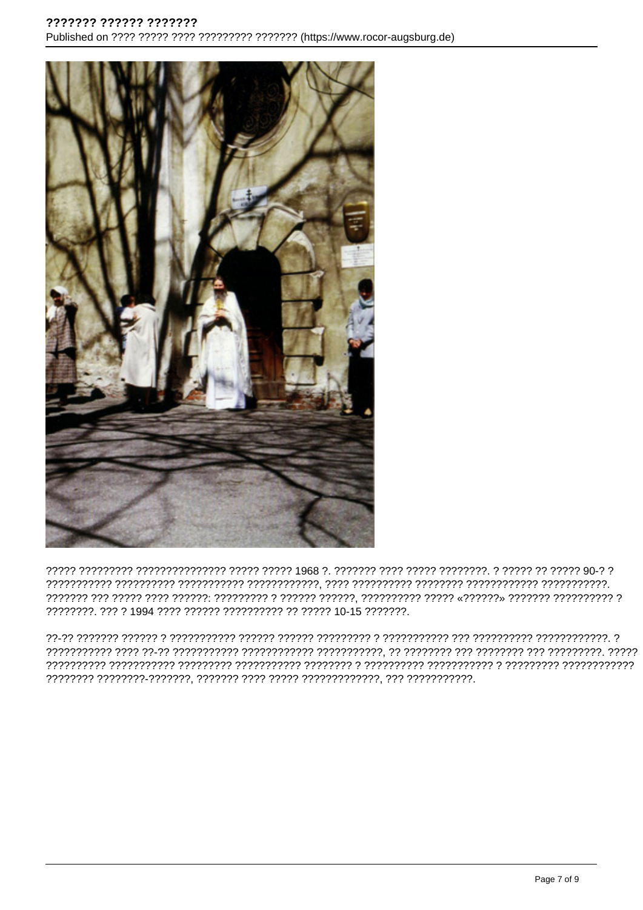????? ????????? ??????????????? ????? ????? 1968 ?. ??????? ???? ????? ????????. ? ????? ?? ????? 90-? ? ??????????? ?????????? ??????????? ????????????, ???? ?????????? ???????? ???????????? ???????????. ??????? ??? ????? ???? ??????: ????????? ? ?????? ??????, ?????????? ????? «??????» ??????? ?????????? ? ????????. ??? ? 1994 ???? ?????? ?????????? ?? ????? 10-15 ???????.

??-?? ??????? ?????? ? ??????????? ?????? ?????? ????????? ? ??????????? ??? ?????????? ????????????. ? ??????????? ???? ??-?? ??????????? ???????????? ???????????, ?? ???????? ??? ???????? ??? ?????????. ????? ?????????? ??????????? ????????? ??????????? ???????? ? ?????????? ??????????? ? ????????? ???????????? ???????? ????????-???????, ??????? ???? ????? ?????????????, ??? ???????????.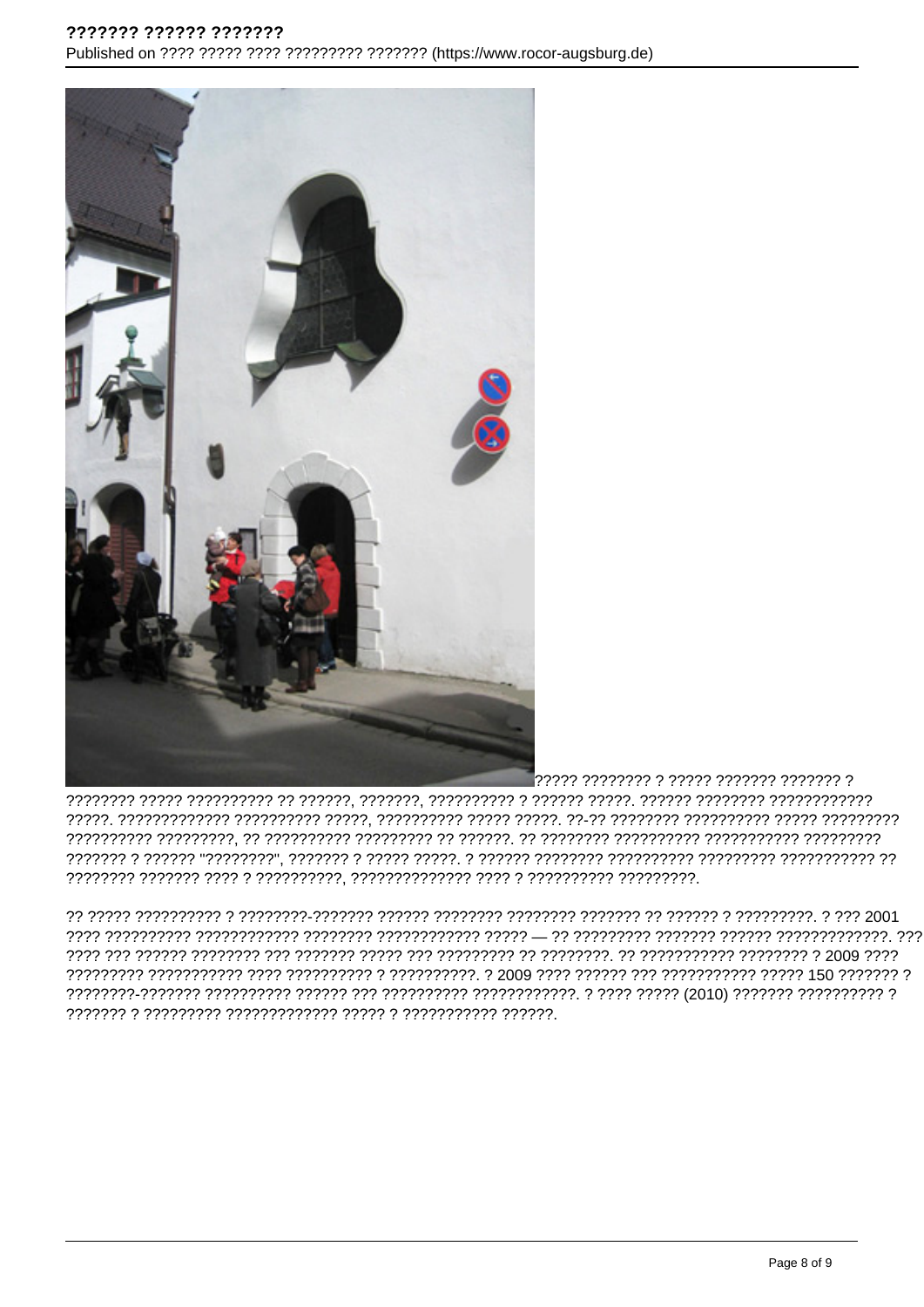????? ???????? ? ????? ??????? ??????? ? ???????? ????? ?????????? ?? ??????, ???????, ?????????? ? ?????? ?????. ?????? ???????? ???????????? ?????. ????????????? ?????????? ?????, ?????????? ????? ?????. ??-?? ???????? ?????????? ????? ????????? ?????????? ?????????, ?? ?????????? ????????? ?? ??????. ?? ???????? ?????????? ??????????? ????????? ??????? ? ?????? "????????", ??????? ? ????? ?????. ? ?????? ???????? ?????????? ????????? ??????????? ?? ???????? ??????? ???? ? ??????????, ?????????????? ???? ? ?????????? ?????????.

?? ????? ?????????? ? ????????-??????? ?????? ???????? ???????? ??????? ?? ?????? ? ?????????. ? ??? 2001 ???? ?????????? ???????????? ???????? ???????????? ????? — ?? ????????? ??????? ?????? ?????????????. ??? ???? ??? ?????? ???????? ??? ??????? ????? ??? ????????? ?? ????????. ?? ??????????? ???????? ? 2009 ???? ????????? ??????????? ???? ?????????? ? ??????????. ? 2009 ???? ?????? ??? ??????????? ????? 150 ??????? ? ????????-??????? ?????????? ?????? ??? ?????????? ????????????. ? ???? ????? (2010) ??????? ?????????? ? ??????? ? ????????? ????????????? ????? ? ??????????? ??????.